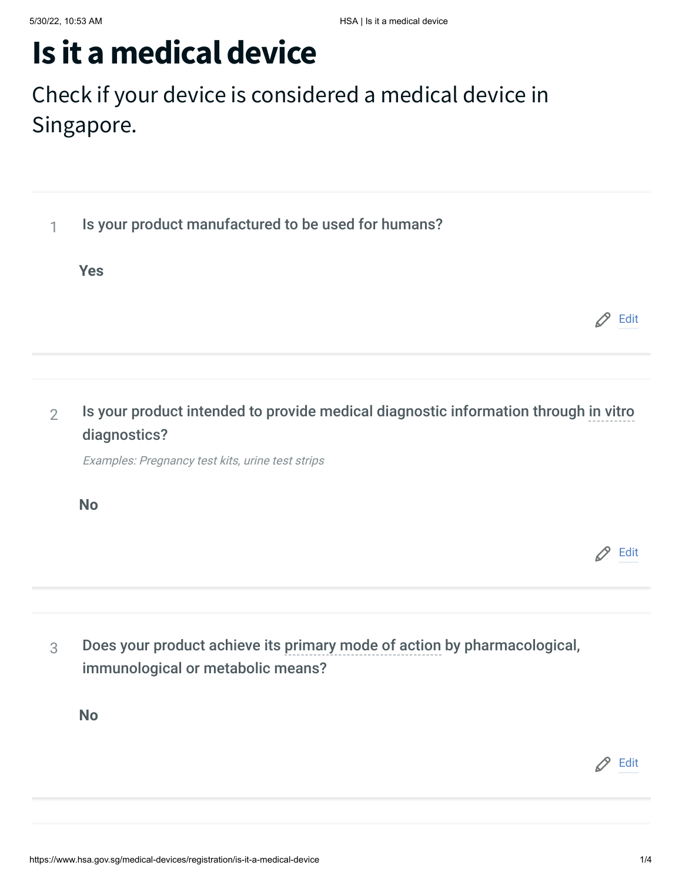# Is it a medical device

Check if your device is considered a medical device in Singapore.

1. **Is your product manufactured to be used for humans?**

   **Yes**

   Edit

2. **Is your product intended to provide medical diagnostic information through in vitro diagnostics?**

   *Examples: Pregnancy test kits, urine test strips*

   **No**

   Edit

3. **Does your product achieve its primary mode of action by pharmacological, immunological or metabolic means?**

   **No**

   Edit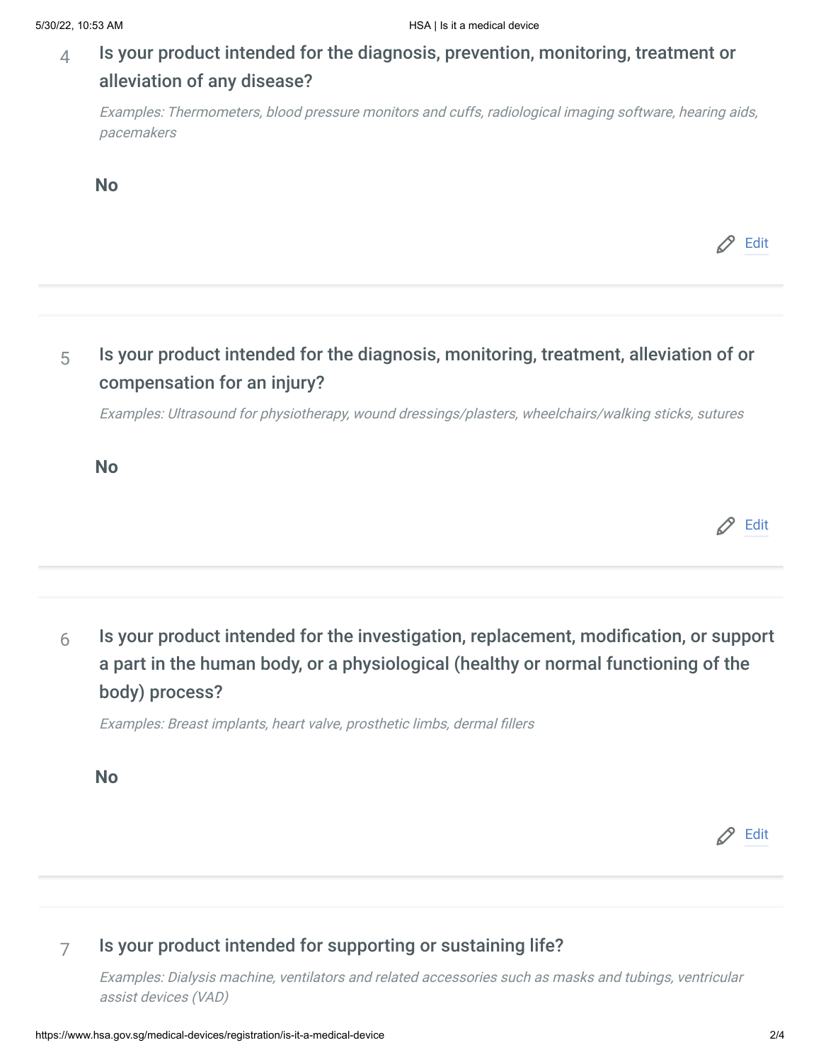4 **Is your product intended for the diagnosis, prevention, monitoring, treatment or alleviation of any disease?**

*Examples: Thermometers, blood pressure monitors and cuffs, radiological imaging software, hearing aids, pacemakers*

**No**

Edit

---

5 **Is your product intended for the diagnosis, monitoring, treatment, alleviation of or compensation for an injury?**

*Examples: Ultrasound for physiotherapy, wound dressings/plasters, wheelchairs/walking sticks, sutures*

**No**

Edit

---

6 **Is your product intended for the investigation, replacement, modification, or support a part in the human body, or a physiological (healthy or normal functioning of the body) process?**

*Examples: Breast implants, heart valve, prosthetic limbs, dermal fillers*

**No**

Edit

---

7 **Is your product intended for supporting or sustaining life?**

*Examples: Dialysis machine, ventilators and related accessories such as masks and tubings, ventricular assist devices (VAD)*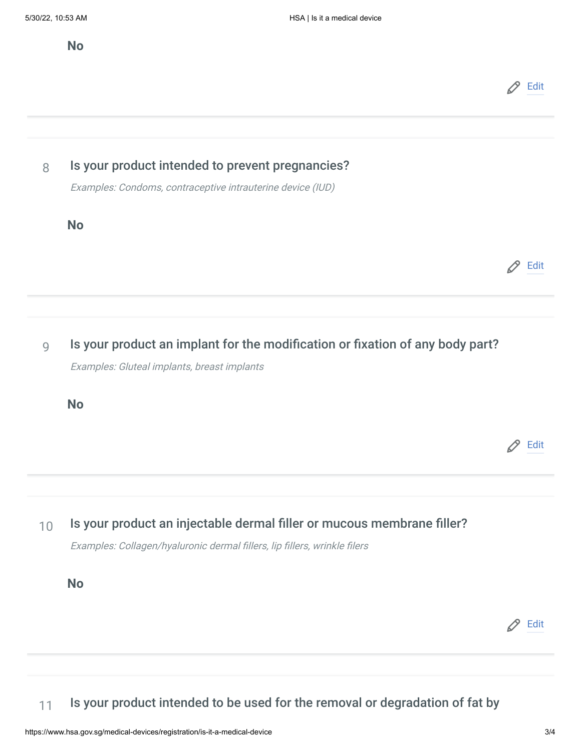**No**

Edit

---

8 **Is your product intended to prevent pregnancies?**

*Examples: Condoms, contraceptive intrauterine device (IUD)*

**No**

Edit

---

9 **Is your product an implant for the modification or fixation of any body part?**

*Examples: Gluteal implants, breast implants*

**No**

Edit

---

10 **Is your product an injectable dermal filler or mucous membrane filler?**

*Examples: Collagen/hyaluronic dermal fillers, lip fillers, wrinkle filers*

**No**

Edit

---

11 **Is your product intended to be used for the removal or degradation of fat by**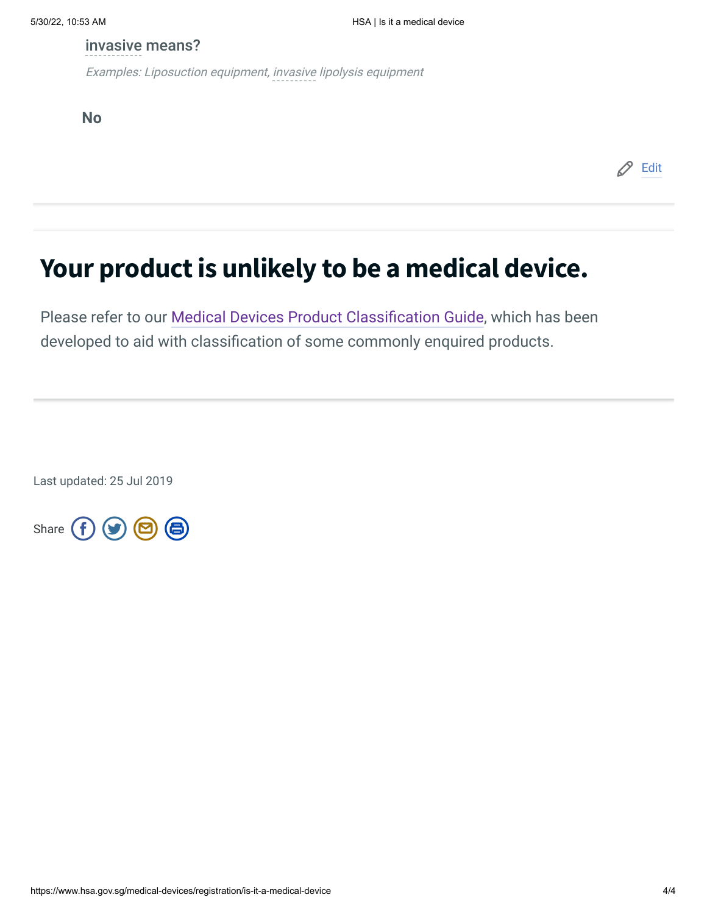invasive means?

*Examples: Liposuction equipment, invasive lipolysis equipment*

**No**

Edit

# Your product is unlikely to be a medical device.

Please refer to our Medical Devices Product Classification Guide, which has been developed to aid with classification of some commonly enquired products.

Last updated: 25 Jul 2019

Share